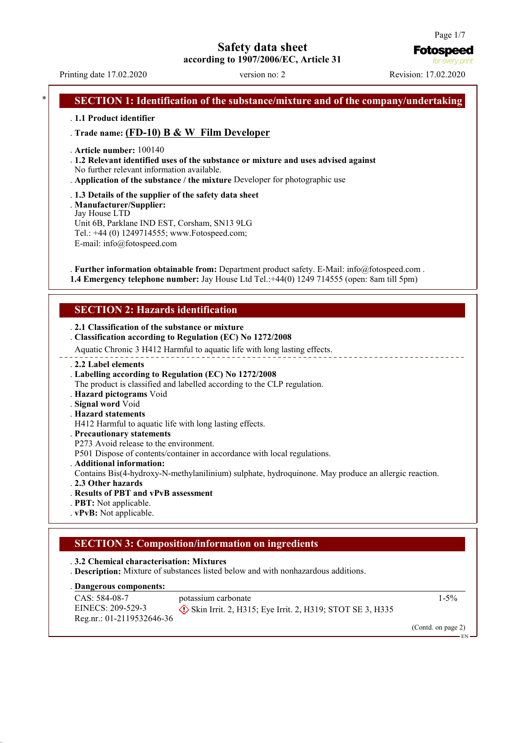# Safety data sheet
**according to 1907/2006/EC, Article 31**

Printing date 17.02.2020 version no: 2 Revision: 17.02.2020

## SECTION 1: Identification of the substance/mixture and of the company/undertaking

- **1.1 Product identifier**
- **Trade name: (FD-10) B & W Film Developer**
- **Article number:** 100140
- **1.2 Relevant identified uses of the substance or mixture and uses advised against**
  No further relevant information available.
- **Application of the substance / the mixture** Developer for photographic use
- **1.3 Details of the supplier of the safety data sheet**
- **Manufacturer/Supplier:**
  Jay House LTD
  Unit 6B, Parklane IND EST, Corsham, SN13 9LG
  Tel.: +44 (0) 1249714555; www.Fotospeed.com;
  E-mail: info@fotospeed.com
- **Further information obtainable from:** Department product safety. E-Mail: info@fotospeed.com .

**1.4 Emergency telephone number:** Jay House Ltd Tel.:+44(0) 1249 714555 (open: 8am till 5pm)

## SECTION 2: Hazards identification

- **2.1 Classification of the substance or mixture**
- **Classification according to Regulation (EC) No 1272/2008**
  Aquatic Chronic 3 H412 Harmful to aquatic life with long lasting effects.

---

- **2.2 Label elements**
- **Labelling according to Regulation (EC) No 1272/2008**
  The product is classified and labelled according to the CLP regulation.
- **Hazard pictograms** Void
- **Signal word** Void
- **Hazard statements**
  H412 Harmful to aquatic life with long lasting effects.
- **Precautionary statements**
  P273 Avoid release to the environment.
  P501 Dispose of contents/container in accordance with local regulations.
- **Additional information:**
  Contains Bis(4-hydroxy-N-methylanilinium) sulphate, hydroquinone. May produce an allergic reaction.
- **2.3 Other hazards**
- **Results of PBT and vPvB assessment**
- **PBT:** Not applicable.
- **vPvB:** Not applicable.

## SECTION 3: Composition/information on ingredients

- **3.2 Chemical characterisation: Mixtures**
- **Description:** Mixture of substances listed below and with nonhazardous additions.
- **Dangerous components:**

| | | |
|---|---|---|
| CAS: 584-08-7<br>EINECS: 209-529-3<br>Reg.nr.: 01-2119532646-36 | potassium carbonate<br>Skin Irrit. 2, H315; Eye Irrit. 2, H319; STOT SE 3, H335 | 1-5% |

(Contd. on page 2)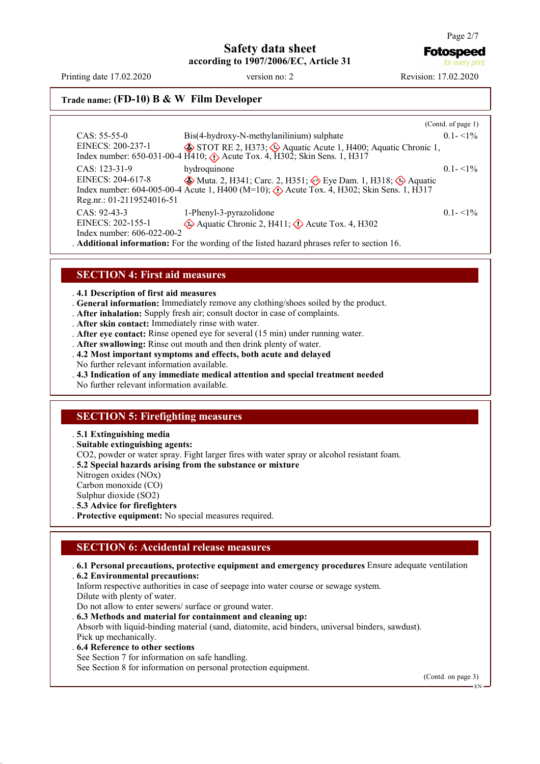**Trade name: (FD-10) B & W Film Developer**

(Contd. of page 1)

| | | |
|---|---|---|
| CAS: 55-55-0<br>EINECS: 200-237-1<br>Index number: 650-031-00-4 | Bis(4-hydroxy-N-methylanilinium) sulphate<br>STOT RE 2, H373; Aquatic Acute 1, H400; Aquatic Chronic 1, H410; Acute Tox. 4, H302; Skin Sens. 1, H317 | 0.1- <1% |
| CAS: 123-31-9<br>EINECS: 204-617-8<br>Index number: 604-005-00-4<br>Reg.nr.: 01-2119524016-51 | hydroquinone<br>Muta. 2, H341; Carc. 2, H351; Eye Dam. 1, H318; Aquatic Acute 1, H400 (M=10); Acute Tox. 4, H302; Skin Sens. 1, H317 | 0.1- <1% |
| CAS: 92-43-3<br>EINECS: 202-155-1<br>Index number: 606-022-00-2 | 1-Phenyl-3-pyrazolidone<br>Aquatic Chronic 2, H411; Acute Tox. 4, H302 | 0.1- <1% |

**Additional information:** For the wording of the listed hazard phrases refer to section 16.

## SECTION 4: First aid measures

- **4.1 Description of first aid measures**
- **General information:** Immediately remove any clothing/shoes soiled by the product.
- **After inhalation:** Supply fresh air; consult doctor in case of complaints.
- **After skin contact:** Immediately rinse with water.
- **After eye contact:** Rinse opened eye for several (15 min) under running water.
- **After swallowing:** Rinse out mouth and then drink plenty of water.
- **4.2 Most important symptoms and effects, both acute and delayed**
  No further relevant information available.
- **4.3 Indication of any immediate medical attention and special treatment needed**
  No further relevant information available.

## SECTION 5: Firefighting measures

- **5.1 Extinguishing media**
- **Suitable extinguishing agents:**
  $CO_2$, powder or water spray. Fight larger fires with water spray or alcohol resistant foam.
- **5.2 Special hazards arising from the substance or mixture**
  Nitrogen oxides ($NO_x$)
  Carbon monoxide (CO)
  Sulphur dioxide ($SO_2$)
- **5.3 Advice for firefighters**
- **Protective equipment:** No special measures required.

## SECTION 6: Accidental release measures

- **6.1 Personal precautions, protective equipment and emergency procedures** Ensure adequate ventilation
- **6.2 Environmental precautions:**
  Inform respective authorities in case of seepage into water course or sewage system.
  Dilute with plenty of water.
  Do not allow to enter sewers/ surface or ground water.
- **6.3 Methods and material for containment and cleaning up:**
  Absorb with liquid-binding material (sand, diatomite, acid binders, universal binders, sawdust).
  Pick up mechanically.
- **6.4 Reference to other sections**
  See Section 7 for information on safe handling.
  See Section 8 for information on personal protection equipment.

(Contd. on page 3)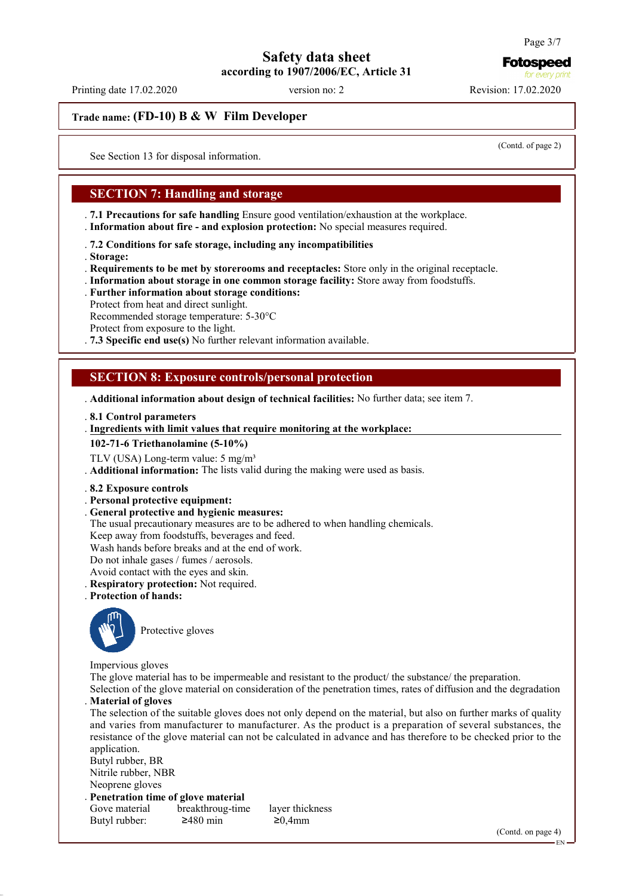**Trade name: (FD-10) B & W Film Developer**

(Contd. of page 2)

See Section 13 for disposal information.

## SECTION 7: Handling and storage

. **7.1 Precautions for safe handling** Ensure good ventilation/exhaustion at the workplace.
. **Information about fire - and explosion protection:** No special measures required.

. **7.2 Conditions for safe storage, including any incompatibilities**
. **Storage:**
. **Requirements to be met by storerooms and receptacles:** Store only in the original receptacle.
. **Information about storage in one common storage facility:** Store away from foodstuffs.
. **Further information about storage conditions:**
Protect from heat and direct sunlight.
Recommended storage temperature: 5-30°C
Protect from exposure to the light.
. **7.3 Specific end use(s)** No further relevant information available.

## SECTION 8: Exposure controls/personal protection

. **Additional information about design of technical facilities:** No further data; see item 7.

. **8.1 Control parameters**
. **Ingredients with limit values that require monitoring at the workplace:**

**102-71-6 Triethanolamine (5-10%)**

TLV (USA) Long-term value: 5 mg/m³
. **Additional information:** The lists valid during the making were used as basis.

. **8.2 Exposure controls**
. **Personal protective equipment:**
. **General protective and hygienic measures:**
The usual precautionary measures are to be adhered to when handling chemicals.
Keep away from foodstuffs, beverages and feed.
Wash hands before breaks and at the end of work.
Do not inhale gases / fumes / aerosols.
Avoid contact with the eyes and skin.
. **Respiratory protection:** Not required.
. **Protection of hands:**

Protective gloves

Impervious gloves
The glove material has to be impermeable and resistant to the product/ the substance/ the preparation.
Selection of the glove material on consideration of the penetration times, rates of diffusion and the degradation
. **Material of gloves**
The selection of the suitable gloves does not only depend on the material, but also on further marks of quality and varies from manufacturer to manufacturer. As the product is a preparation of several substances, the resistance of the glove material can not be calculated in advance and has therefore to be checked prior to the application.
Butyl rubber, BR
Nitrile rubber, NBR
Neoprene gloves
. **Penetration time of glove material**

| Gove material | breakthroug-time | layer thickness |
| --- | --- | --- |
| Butyl rubber: | ≥480 min | ≥0,4mm |

(Contd. on page 4)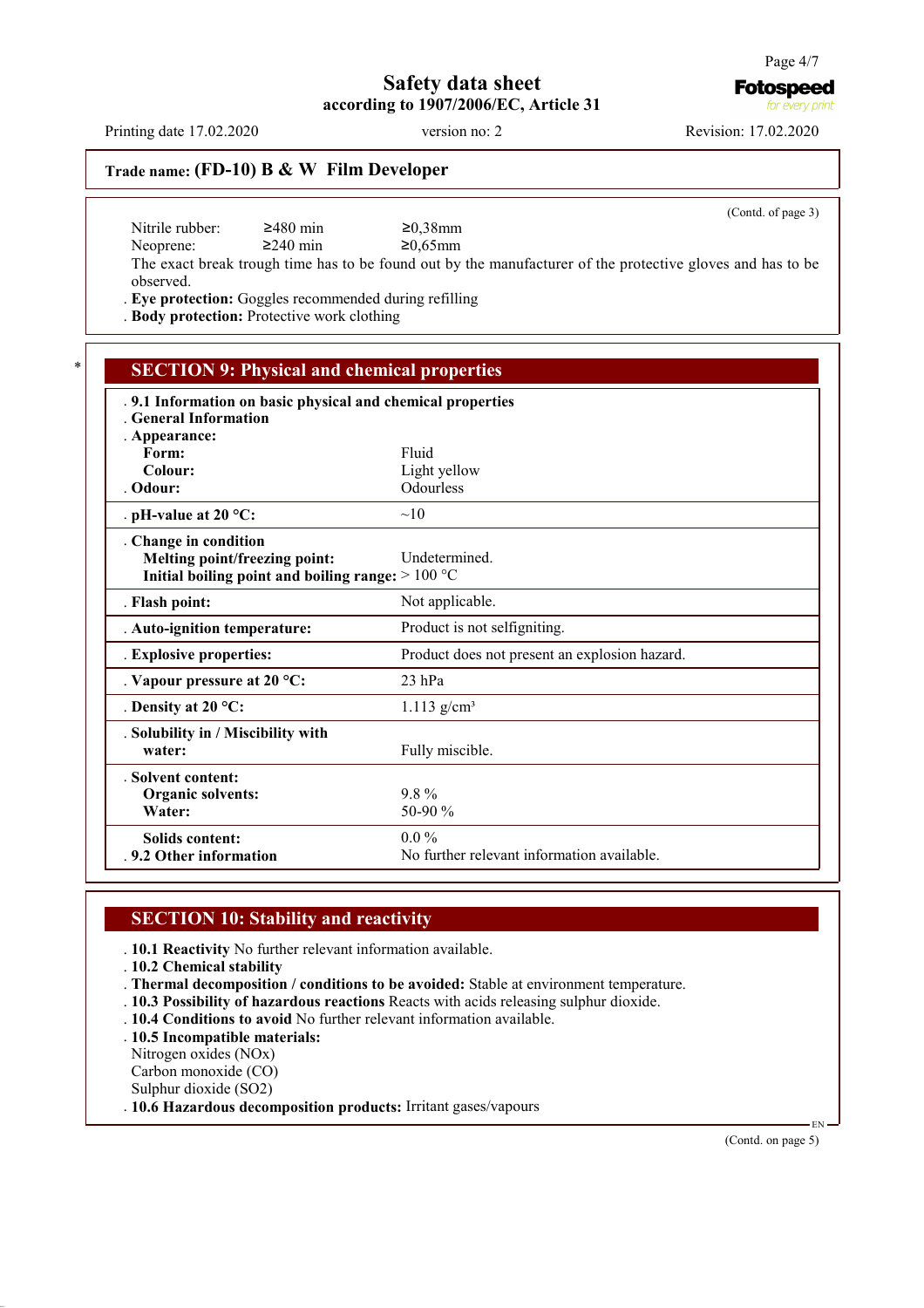Trade name: **(FD-10) B & W Film Developer**

(Contd. of page 3)

| | | |
|---|---|---|
| Nitrile rubber: | ≥480 min | ≥0,38mm |
| Neoprene: | ≥240 min | ≥0,65mm |

The exact break trough time has to be found out by the manufacturer of the protective gloves and has to be observed.

- **Eye protection:** Goggles recommended during refilling
- **Body protection:** Protective work clothing

## SECTION 9: Physical and chemical properties

| | |
|---|---|
| **9.1 Information on basic physical and chemical properties** | |
| **General Information** | |
| **Appearance:** | |
| **Form:** | Fluid |
| **Colour:** | Light yellow |
| **Odour:** | Odourless |
| **pH-value at 20 °C:** | ~10 |
| **Change in condition** | |
| **Melting point/freezing point:** | Undetermined. |
| **Initial boiling point and boiling range:** | > 100 °C |
| **Flash point:** | Not applicable. |
| **Auto-ignition temperature:** | Product is not selfigniting. |
| **Explosive properties:** | Product does not present an explosion hazard. |
| **Vapour pressure at 20 °C:** | 23 hPa |
| **Density at 20 °C:** | 1.113 g/cm³ |
| **Solubility in / Miscibility with water:** | Fully miscible. |
| **Solvent content:** | |
| **Organic solvents:** | 9.8 % |
| **Water:** | 50-90 % |
| **Solids content:** | 0.0 % |
| **9.2 Other information** | No further relevant information available. |

## SECTION 10: Stability and reactivity

- **10.1 Reactivity** No further relevant information available.
- **10.2 Chemical stability**
- **Thermal decomposition / conditions to be avoided:** Stable at environment temperature.
- **10.3 Possibility of hazardous reactions** Reacts with acids releasing sulphur dioxide.
- **10.4 Conditions to avoid** No further relevant information available.
- **10.5 Incompatible materials:**
  Nitrogen oxides (NOx)
  Carbon monoxide (CO)
  Sulphur dioxide ($SO_2$)
- **10.6 Hazardous decomposition products:** Irritant gases/vapours

(Contd. on page 5)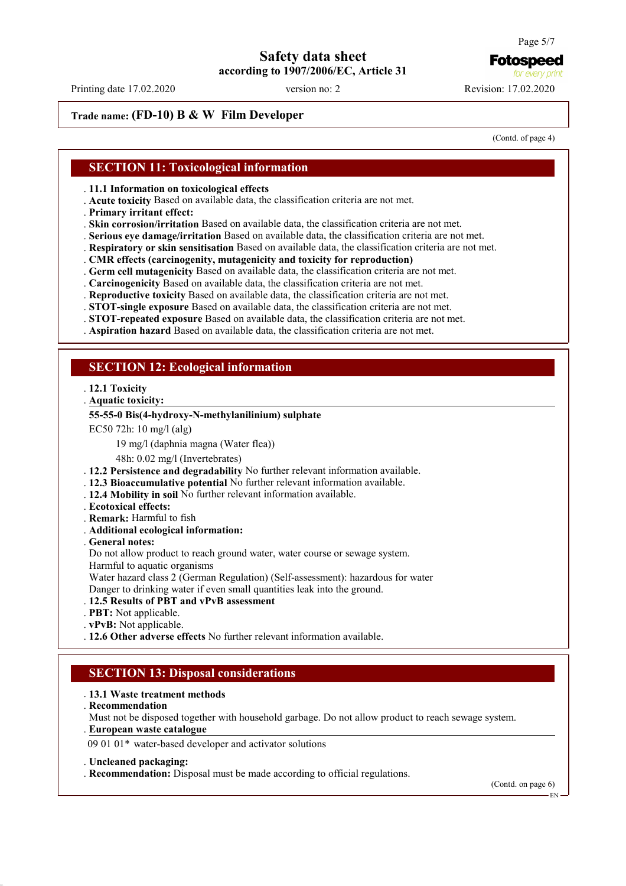**Trade name: (FD-10) B & W Film Developer**

(Contd. of page 4)

## SECTION 11: Toxicological information

- **11.1 Information on toxicological effects**
- **Acute toxicity** Based on available data, the classification criteria are not met.
- **Primary irritant effect:**
- **Skin corrosion/irritation** Based on available data, the classification criteria are not met.
- **Serious eye damage/irritation** Based on available data, the classification criteria are not met.
- **Respiratory or skin sensitisation** Based on available data, the classification criteria are not met.
- **CMR effects (carcinogenity, mutagenicity and toxicity for reproduction)**
- **Germ cell mutagenicity** Based on available data, the classification criteria are not met.
- **Carcinogenicity** Based on available data, the classification criteria are not met.
- **Reproductive toxicity** Based on available data, the classification criteria are not met.
- **STOT-single exposure** Based on available data, the classification criteria are not met.
- **STOT-repeated exposure** Based on available data, the classification criteria are not met.
- **Aspiration hazard** Based on available data, the classification criteria are not met.

## SECTION 12: Ecological information

- **12.1 Toxicity**
- **Aquatic toxicity:**

**55-55-0 Bis(4-hydroxy-N-methylanilinium) sulphate**

EC50 72h: 10 mg/l (alg)

19 mg/l (daphnia magna (Water flea))

48h: 0.02 mg/l (Invertebrates)

- **12.2 Persistence and degradability** No further relevant information available.
- **12.3 Bioaccumulative potential** No further relevant information available.
- **12.4 Mobility in soil** No further relevant information available.
- **Ecotoxical effects:**
- **Remark:** Harmful to fish
- **Additional ecological information:**
- **General notes:**

Do not allow product to reach ground water, water course or sewage system.
Harmful to aquatic organisms
Water hazard class 2 (German Regulation) (Self-assessment): hazardous for water
Danger to drinking water if even small quantities leak into the ground.

- **12.5 Results of PBT and vPvB assessment**
- **PBT:** Not applicable.
- **vPvB:** Not applicable.
- **12.6 Other adverse effects** No further relevant information available.

## SECTION 13: Disposal considerations

- **13.1 Waste treatment methods**
- **Recommendation**

Must not be disposed together with household garbage. Do not allow product to reach sewage system.

- **European waste catalogue**

09 01 01* water-based developer and activator solutions

- **Uncleaned packaging:**
- **Recommendation:** Disposal must be made according to official regulations.

(Contd. on page 6)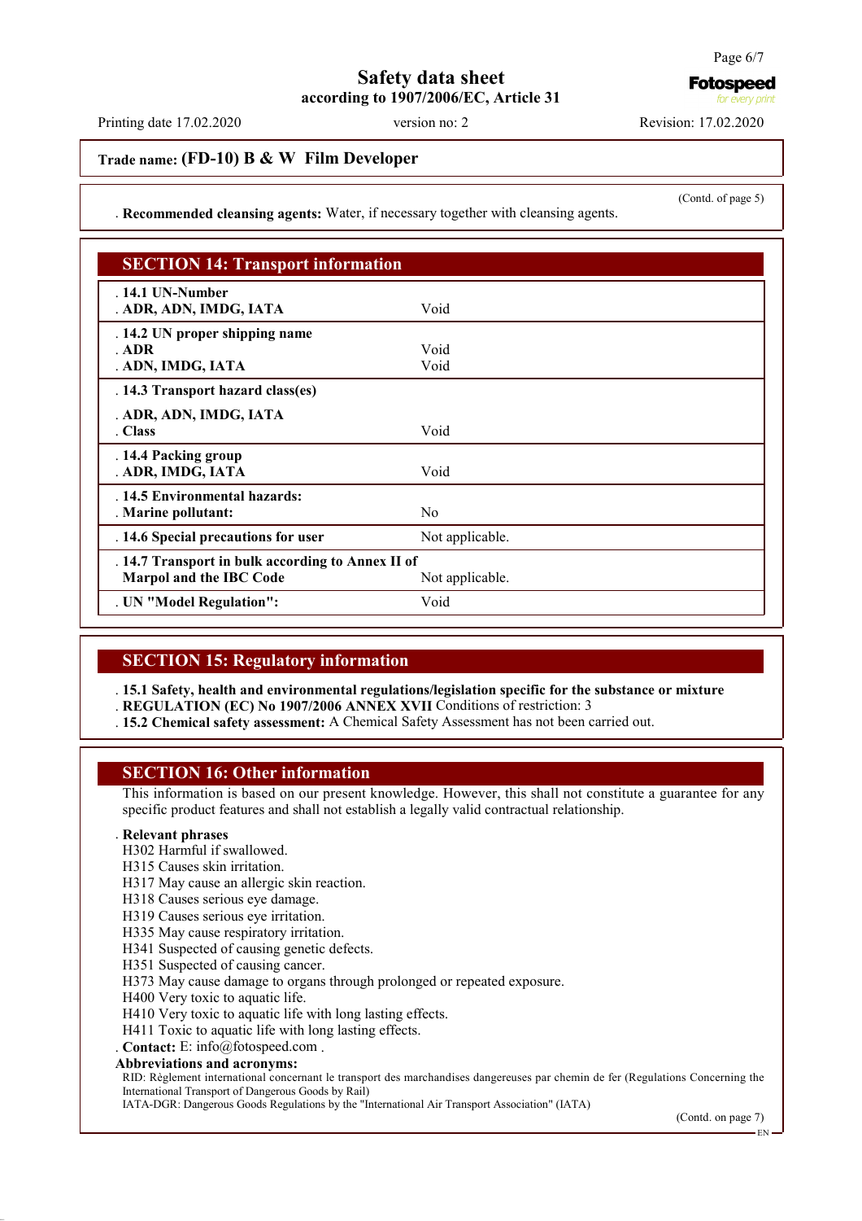**Trade name: (FD-10) B & W Film Developer**

(Contd. of page 5)

. **Recommended cleansing agents:** Water, if necessary together with cleansing agents.

## SECTION 14: Transport information

| | |
|---|---|
| . **14.1 UN-Number** | |
| . **ADR, ADN, IMDG, IATA** | Void |
| . **14.2 UN proper shipping name** | |
| . **ADR** | Void |
| . **ADN, IMDG, IATA** | Void |
| . **14.3 Transport hazard class(es)** | |
| . **ADR, ADN, IMDG, IATA** | |
| . **Class** | Void |
| . **14.4 Packing group** | |
| . **ADR, IMDG, IATA** | Void |
| . **14.5 Environmental hazards:** | |
| . **Marine pollutant:** | No |
| . **14.6 Special precautions for user** | Not applicable. |
| . **14.7 Transport in bulk according to Annex II of Marpol and the IBC Code** | Not applicable. |
| . **UN "Model Regulation":** | Void |

## SECTION 15: Regulatory information

. **15.1 Safety, health and environmental regulations/legislation specific for the substance or mixture**
. **REGULATION (EC) No 1907/2006 ANNEX XVII** Conditions of restriction: 3
. **15.2 Chemical safety assessment:** A Chemical Safety Assessment has not been carried out.

## SECTION 16: Other information

This information is based on our present knowledge. However, this shall not constitute a guarantee for any specific product features and shall not establish a legally valid contractual relationship.

. **Relevant phrases**
H302 Harmful if swallowed.
H315 Causes skin irritation.
H317 May cause an allergic skin reaction.
H318 Causes serious eye damage.
H319 Causes serious eye irritation.
H335 May cause respiratory irritation.
H341 Suspected of causing genetic defects.
H351 Suspected of causing cancer.
H373 May cause damage to organs through prolonged or repeated exposure.
H400 Very toxic to aquatic life.
H410 Very toxic to aquatic life with long lasting effects.
H411 Toxic to aquatic life with long lasting effects.
. **Contact:** E: info@fotospeed.com .
**Abbreviations and acronyms:**
RID: Règlement international concernant le transport des marchandises dangereuses par chemin de fer (Regulations Concerning the International Transport of Dangerous Goods by Rail)
IATA-DGR: Dangerous Goods Regulations by the "International Air Transport Association" (IATA)

(Contd. on page 7)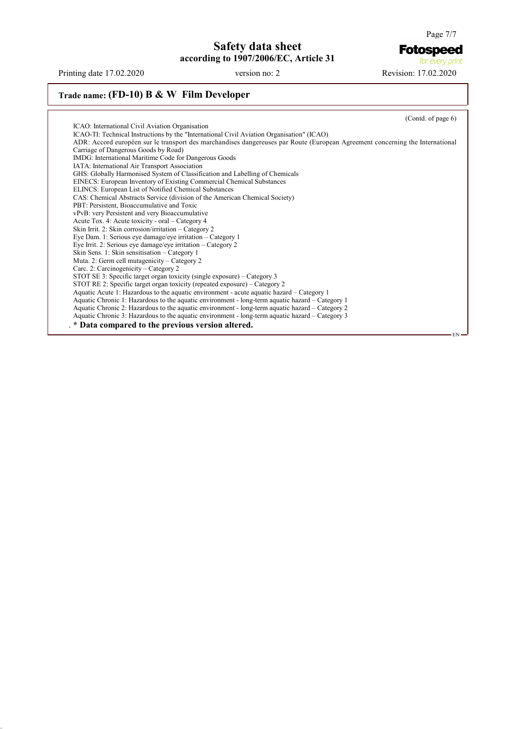**Trade name: (FD-10) B & W  Film Developer**

(Contd. of page 6)

ICAO: International Civil Aviation Organisation
ICAO-TI: Technical Instructions by the "International Civil Aviation Organisation" (ICAO)
ADR: Accord européen sur le transport des marchandises dangereuses par Route (European Agreement concerning the International Carriage of Dangerous Goods by Road)
IMDG: International Maritime Code for Dangerous Goods
IATA: International Air Transport Association
GHS: Globally Harmonised System of Classification and Labelling of Chemicals
EINECS: European Inventory of Existing Commercial Chemical Substances
ELINCS: European List of Notified Chemical Substances
CAS: Chemical Abstracts Service (division of the American Chemical Society)
PBT: Persistent, Bioaccumulative and Toxic
vPvB: very Persistent and very Bioaccumulative
Acute Tox. 4: Acute toxicity - oral – Category 4
Skin Irrit. 2: Skin corrosion/irritation – Category 2
Eye Dam. 1: Serious eye damage/eye irritation – Category 1
Eye Irrit. 2: Serious eye damage/eye irritation – Category 2
Skin Sens. 1: Skin sensitisation – Category 1
Muta. 2: Germ cell mutagenicity – Category 2
Carc. 2: Carcinogenicity – Category 2
STOT SE 3: Specific target organ toxicity (single exposure) – Category 3
STOT RE 2: Specific target organ toxicity (repeated exposure) – Category 2
Aquatic Acute 1: Hazardous to the aquatic environment - acute aquatic hazard – Category 1
Aquatic Chronic 1: Hazardous to the aquatic environment - long-term aquatic hazard – Category 1
Aquatic Chronic 2: Hazardous to the aquatic environment - long-term aquatic hazard – Category 2
Aquatic Chronic 3: Hazardous to the aquatic environment - long-term aquatic hazard – Category 3

**\* Data compared to the previous version altered.**